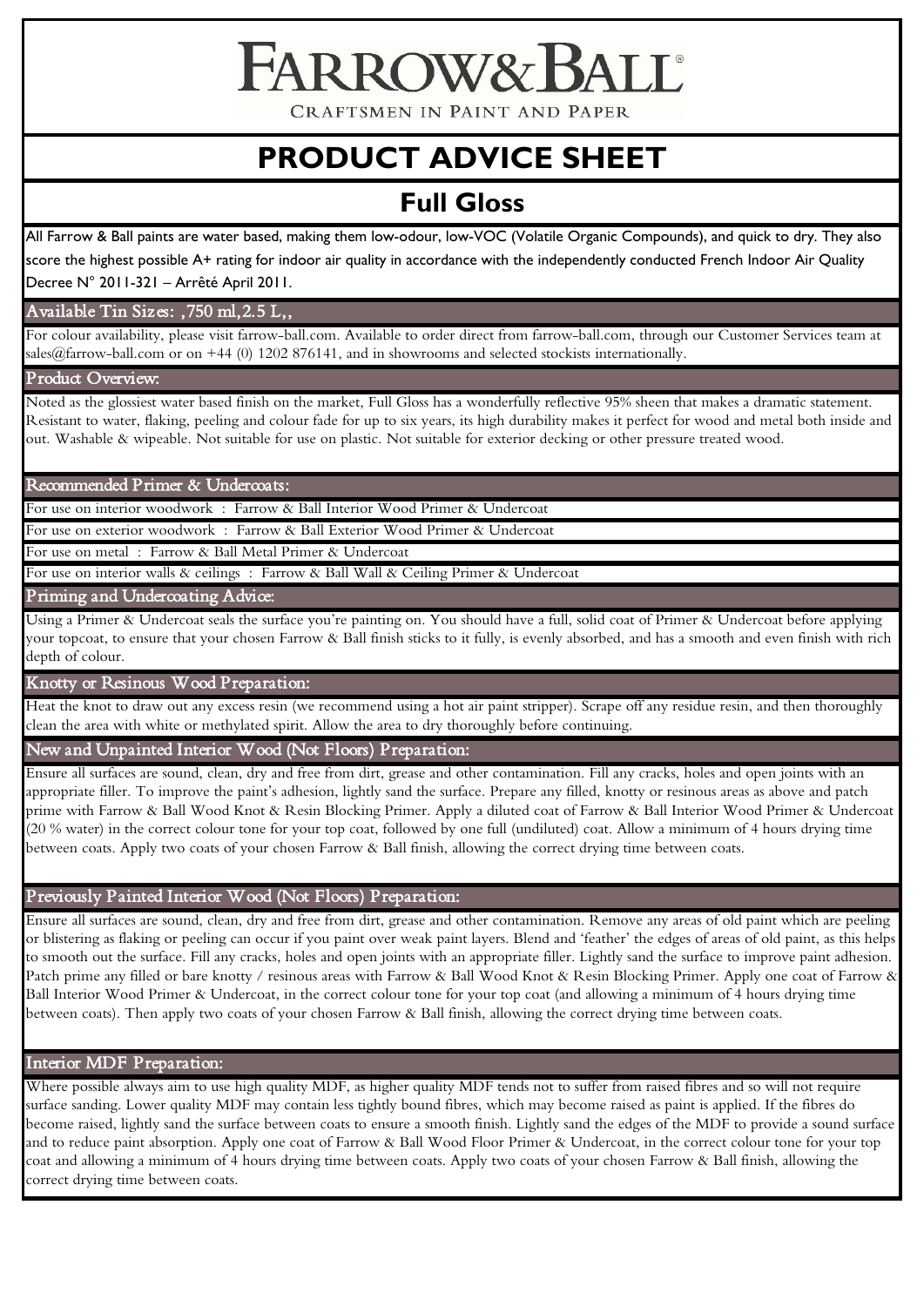# FARROW & BALL

CRAFTSMEN IN PAINT AND PAPER

# PRODUCT ADVICE SHEET

## Full Gloss

All Farrow & Ball paints are water based, making them low-odour, low-VOC (Volatile Organic Compounds), and quick to dry. They also score the highest possible A+ rating for indoor air quality in accordance with the independently conducted French Indoor Air Quality Decree N° 2011-321 – Arrêté April 2011.

### Available Tin Sizes: ,750 ml,2.5 L,,

For colour availability, please visit farrow-ball.com. Available to order direct from farrow-ball.com, through our Customer Services team at sales@farrow-ball.com or on +44 (0) 1202 876141, and in showrooms and selected stockists internationally.

### Product Overview:

Noted as the glossiest water based finish on the market, Full Gloss has a wonderfully reflective 95% sheen that makes a dramatic statement. Resistant to water, flaking, peeling and colour fade for up to six years, its high durability makes it perfect for wood and metal both inside and out. Washable & wipeable. Not suitable for use on plastic. Not suitable for exterior decking or other pressure treated wood.

### Recommended Primer & Undercoats:

For use on interior woodwork : Farrow & Ball Interior Wood Primer & Undercoat

For use on exterior woodwork : Farrow & Ball Exterior Wood Primer & Undercoat

For use on metal : Farrow & Ball Metal Primer & Undercoat

For use on interior walls & ceilings : Farrow & Ball Wall & Ceiling Primer & Undercoat

### Priming and Undercoating Advice:

Using a Primer & Undercoat seals the surface you're painting on. You should have a full, solid coat of Primer & Undercoat before applying your topcoat, to ensure that your chosen Farrow & Ball finish sticks to it fully, is evenly absorbed, and has a smooth and even finish with rich depth of colour.

### Knotty or Resinous Wood Preparation:

Heat the knot to draw out any excess resin (we recommend using a hot air paint stripper). Scrape off any residue resin, and then thoroughly clean the area with white or methylated spirit. Allow the area to dry thoroughly before continuing.

### New and Unpainted Interior Wood (Not Floors) Preparation:

Ensure all surfaces are sound, clean, dry and free from dirt, grease and other contamination. Fill any cracks, holes and open joints with an appropriate filler. To improve the paint's adhesion, lightly sand the surface. Prepare any filled, knotty or resinous areas as above and patch prime with Farrow & Ball Wood Knot & Resin Blocking Primer. Apply a diluted coat of Farrow & Ball Interior Wood Primer & Undercoat (20 % water) in the correct colour tone for your top coat, followed by one full (undiluted) coat. Allow a minimum of 4 hours drying time between coats. Apply two coats of your chosen Farrow & Ball finish, allowing the correct drying time between coats.

### Previously Painted Interior Wood (Not Floors) Preparation:

Ensure all surfaces are sound, clean, dry and free from dirt, grease and other contamination. Remove any areas of old paint which are peeling or blistering as flaking or peeling can occur if you paint over weak paint layers. Blend and 'feather' the edges of areas of old paint, as this helps to smooth out the surface. Fill any cracks, holes and open joints with an appropriate filler. Lightly sand the surface to improve paint adhesion. Patch prime any filled or bare knotty / resinous areas with Farrow & Ball Wood Knot & Resin Blocking Primer. Apply one coat of Farrow & Ball Interior Wood Primer & Undercoat, in the correct colour tone for your top coat (and allowing a minimum of 4 hours drying time between coats). Then apply two coats of your chosen Farrow & Ball finish, allowing the correct drying time between coats.

### Interior MDF Preparation:

Where possible always aim to use high quality MDF, as higher quality MDF tends not to suffer from raised fibres and so will not require surface sanding. Lower quality MDF may contain less tightly bound fibres, which may become raised as paint is applied. If the fibres do become raised, lightly sand the surface between coats to ensure a smooth finish. Lightly sand the edges of the MDF to provide a sound surface and to reduce paint absorption. Apply one coat of Farrow & Ball Wood Floor Primer & Undercoat, in the correct colour tone for your top coat and allowing a minimum of 4 hours drying time between coats. Apply two coats of your chosen Farrow & Ball finish, allowing the correct drying time between coats.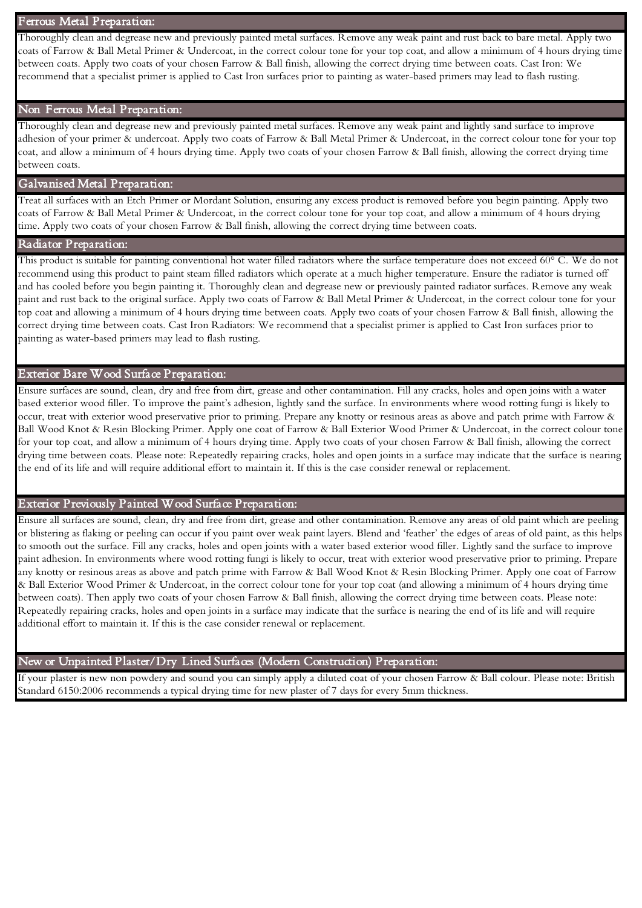## Ferrous Metal Preparation:

Thoroughly clean and degrease new and previously painted metal surfaces. Remove any weak paint and rust back to bare metal. Apply two coats of Farrow & Ball Metal Primer & Undercoat, in the correct colour tone for your top coat, and allow a minimum of 4 hours drying time between coats. Apply two coats of your chosen Farrow & Ball finish, allowing the correct drying time between coats. Cast Iron: We recommend that a specialist primer is applied to Cast Iron surfaces prior to painting as water-based primers may lead to flash rusting.

## Non Ferrous Metal Preparation:

Thoroughly clean and degrease new and previously painted metal surfaces. Remove any weak paint and lightly sand surface to improve adhesion of your primer & undercoat. Apply two coats of Farrow & Ball Metal Primer & Undercoat, in the correct colour tone for your top coat, and allow a minimum of 4 hours drying time. Apply two coats of your chosen Farrow & Ball finish, allowing the correct drying time between coats.

## Galvanised Metal Preparation:

Treat all surfaces with an Etch Primer or Mordant Solution, ensuring any excess product is removed before you begin painting. Apply two coats of Farrow & Ball Metal Primer & Undercoat, in the correct colour tone for your top coat, and allow a minimum of 4 hours drying time. Apply two coats of your chosen Farrow & Ball finish, allowing the correct drying time between coats.

## Radiator Preparation:

This product is suitable for painting conventional hot water filled radiators where the surface temperature does not exceed 60° C. We do not recommend using this product to paint steam filled radiators which operate at a much higher temperature. Ensure the radiator is turned off and has cooled before you begin painting it. Thoroughly clean and degrease new or previously painted radiator surfaces. Remove any weak paint and rust back to the original surface. Apply two coats of Farrow & Ball Metal Primer & Undercoat, in the correct colour tone for your top coat and allowing a minimum of 4 hours drying time between coats. Apply two coats of your chosen Farrow & Ball finish, allowing the correct drying time between coats. Cast Iron Radiators: We recommend that a specialist primer is applied to Cast Iron surfaces prior to painting as water-based primers may lead to flash rusting.

## Exterior Bare Wood Surface Preparation:

Ensure surfaces are sound, clean, dry and free from dirt, grease and other contamination. Fill any cracks, holes and open joins with a water based exterior wood filler. To improve the paint's adhesion, lightly sand the surface. In environments where wood rotting fungi is likely to occur, treat with exterior wood preservative prior to priming. Prepare any knotty or resinous areas as above and patch prime with Farrow & Ball Wood Knot & Resin Blocking Primer. Apply one coat of Farrow & Ball Exterior Wood Primer & Undercoat, in the correct colour tone for your top coat, and allow a minimum of 4 hours drying time. Apply two coats of your chosen Farrow & Ball finish, allowing the correct drying time between coats. Please note: Repeatedly repairing cracks, holes and open joints in a surface may indicate that the surface is nearing the end of its life and will require additional effort to maintain it. If this is the case consider renewal or replacement.

## Exterior Previously Painted Wood Surface Preparation:

Ensure all surfaces are sound, clean, dry and free from dirt, grease and other contamination. Remove any areas of old paint which are peeling or blistering as flaking or peeling can occur if you paint over weak paint layers. Blend and 'feather' the edges of areas of old paint, as this helps to smooth out the surface. Fill any cracks, holes and open joints with a water based exterior wood filler. Lightly sand the surface to improve paint adhesion. In environments where wood rotting fungi is likely to occur, treat with exterior wood preservative prior to priming. Prepare any knotty or resinous areas as above and patch prime with Farrow & Ball Wood Knot & Resin Blocking Primer. Apply one coat of Farrow & Ball Exterior Wood Primer & Undercoat, in the correct colour tone for your top coat (and allowing a minimum of 4 hours drying time between coats). Then apply two coats of your chosen Farrow & Ball finish, allowing the correct drying time between coats. Please note: Repeatedly repairing cracks, holes and open joints in a surface may indicate that the surface is nearing the end of its life and will require additional effort to maintain it. If this is the case consider renewal or replacement.

## New or Unpainted Plaster/Dry Lined Surfaces (Modern Construction) Preparation:

If your plaster is new non powdery and sound you can simply apply a diluted coat of your chosen Farrow & Ball colour. Please note: British Standard 6150:2006 recommends a typical drying time for new plaster of 7 days for every 5mm thickness.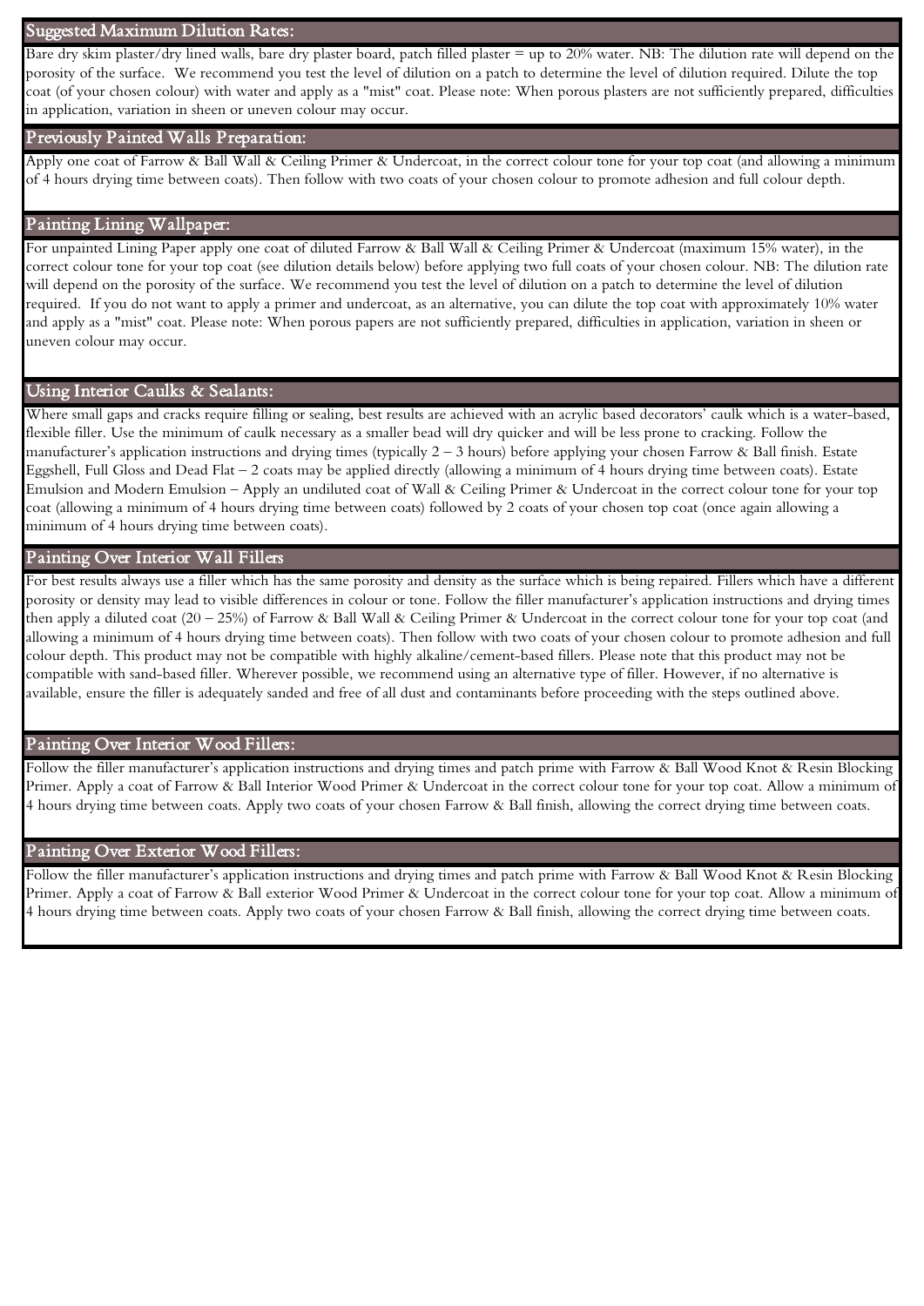## Suggested Maximum Dilution Rates:

Bare dry skim plaster/dry lined walls, bare dry plaster board, patch filled plaster = up to 20% water. NB: The dilution rate will depend on the porosity of the surface. We recommend you test the level of dilution on a patch to determine the level of dilution required. Dilute the top coat (of your chosen colour) with water and apply as a "mist" coat. Please note: When porous plasters are not sufficiently prepared, difficulties in application, variation in sheen or uneven colour may occur.

## Previously Painted Walls Preparation:

Apply one coat of Farrow & Ball Wall & Ceiling Primer & Undercoat, in the correct colour tone for your top coat (and allowing a minimum of 4 hours drying time between coats). Then follow with two coats of your chosen colour to promote adhesion and full colour depth.

## Painting Lining Wallpaper:

For unpainted Lining Paper apply one coat of diluted Farrow & Ball Wall & Ceiling Primer & Undercoat (maximum 15% water), in the correct colour tone for your top coat (see dilution details below) before applying two full coats of your chosen colour. NB: The dilution rate will depend on the porosity of the surface. We recommend you test the level of dilution on a patch to determine the level of dilution required. If you do not want to apply a primer and undercoat, as an alternative, you can dilute the top coat with approximately 10% water and apply as a "mist" coat. Please note: When porous papers are not sufficiently prepared, difficulties in application, variation in sheen or uneven colour may occur.

## Using Interior Caulks & Sealants:

Where small gaps and cracks require filling or sealing, best results are achieved with an acrylic based decorators' caulk which is a water-based, flexible filler. Use the minimum of caulk necessary as a smaller bead will dry quicker and will be less prone to cracking. Follow the manufacturer's application instructions and drying times (typically 2 – 3 hours) before applying your chosen Farrow & Ball finish. Estate Eggshell, Full Gloss and Dead Flat – 2 coats may be applied directly (allowing a minimum of 4 hours drying time between coats). Estate Emulsion and Modern Emulsion – Apply an undiluted coat of Wall & Ceiling Primer & Undercoat in the correct colour tone for your top coat (allowing a minimum of 4 hours drying time between coats) followed by 2 coats of your chosen top coat (once again allowing a minimum of 4 hours drying time between coats).

## Painting Over Interior Wall Fillers

For best results always use a filler which has the same porosity and density as the surface which is being repaired. Fillers which have a different porosity or density may lead to visible differences in colour or tone. Follow the filler manufacturer's application instructions and drying times then apply a diluted coat (20 – 25%) of Farrow & Ball Wall & Ceiling Primer & Undercoat in the correct colour tone for your top coat (and allowing a minimum of 4 hours drying time between coats). Then follow with two coats of your chosen colour to promote adhesion and full colour depth. This product may not be compatible with highly alkaline/cement-based fillers. Please note that this product may not be compatible with sand-based filler. Wherever possible, we recommend using an alternative type of filler. However, if no alternative is available, ensure the filler is adequately sanded and free of all dust and contaminants before proceeding with the steps outlined above.

## Painting Over Interior Wood Fillers:

Follow the filler manufacturer's application instructions and drying times and patch prime with Farrow & Ball Wood Knot & Resin Blocking Primer. Apply a coat of Farrow & Ball Interior Wood Primer & Undercoat in the correct colour tone for your top coat. Allow a minimum of 4 hours drying time between coats. Apply two coats of your chosen Farrow & Ball finish, allowing the correct drying time between coats.

## Painting Over Exterior Wood Fillers:

Follow the filler manufacturer's application instructions and drying times and patch prime with Farrow & Ball Wood Knot & Resin Blocking Primer. Apply a coat of Farrow & Ball exterior Wood Primer & Undercoat in the correct colour tone for your top coat. Allow a minimum of 4 hours drying time between coats. Apply two coats of your chosen Farrow & Ball finish, allowing the correct drying time between coats.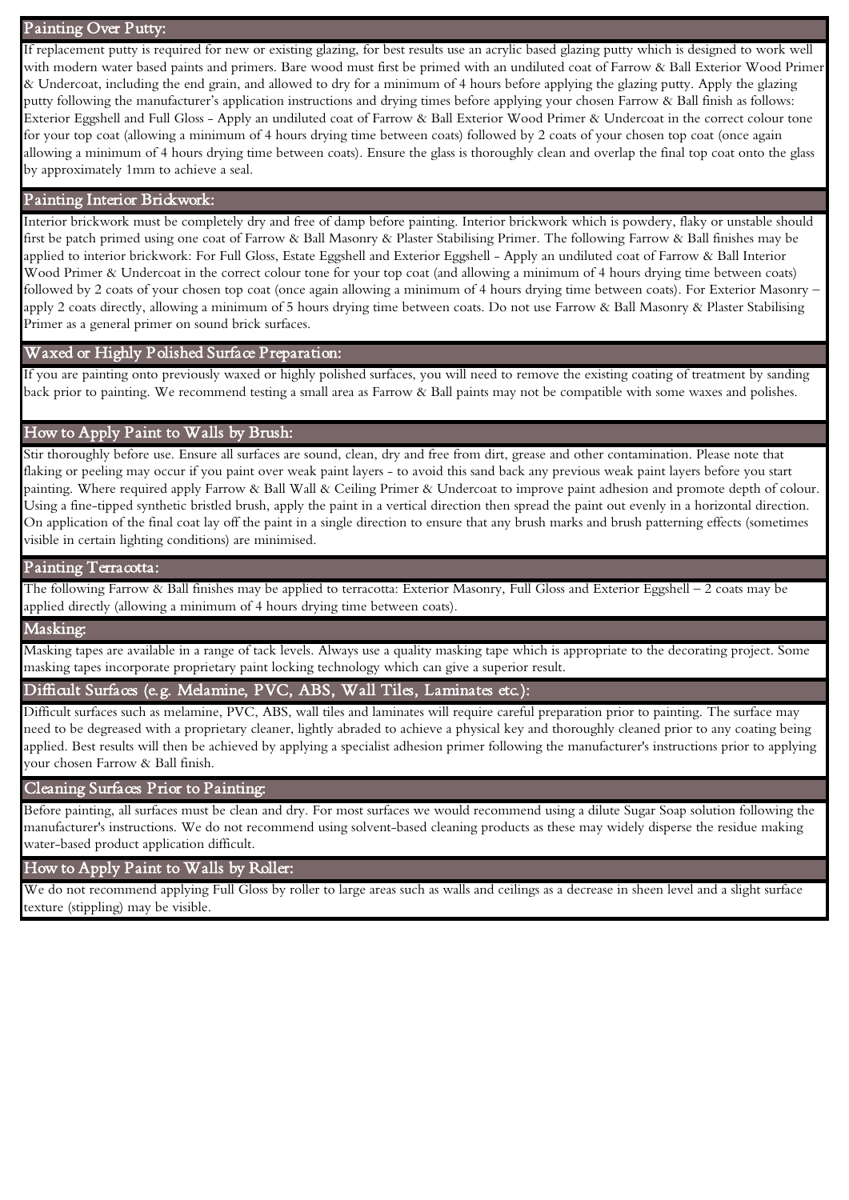## Painting Over Putty:

If replacement putty is required for new or existing glazing, for best results use an acrylic based glazing putty which is designed to work well with modern water based paints and primers. Bare wood must first be primed with an undiluted coat of Farrow & Ball Exterior Wood Primer & Undercoat, including the end grain, and allowed to dry for a minimum of 4 hours before applying the glazing putty. Apply the glazing putty following the manufacturer's application instructions and drying times before applying your chosen Farrow & Ball finish as follows: Exterior Eggshell and Full Gloss - Apply an undiluted coat of Farrow & Ball Exterior Wood Primer & Undercoat in the correct colour tone for your top coat (allowing a minimum of 4 hours drying time between coats) followed by 2 coats of your chosen top coat (once again allowing a minimum of 4 hours drying time between coats). Ensure the glass is thoroughly clean and overlap the final top coat onto the glass by approximately 1mm to achieve a seal.

## Painting Interior Brickwork:

Interior brickwork must be completely dry and free of damp before painting. Interior brickwork which is powdery, flaky or unstable should first be patch primed using one coat of Farrow & Ball Masonry & Plaster Stabilising Primer. The following Farrow & Ball finishes may be applied to interior brickwork: For Full Gloss, Estate Eggshell and Exterior Eggshell - Apply an undiluted coat of Farrow & Ball Interior Wood Primer & Undercoat in the correct colour tone for your top coat (and allowing a minimum of 4 hours drying time between coats) followed by 2 coats of your chosen top coat (once again allowing a minimum of 4 hours drying time between coats). For Exterior Masonry – apply 2 coats directly, allowing a minimum of 5 hours drying time between coats. Do not use Farrow & Ball Masonry & Plaster Stabilising Primer as a general primer on sound brick surfaces.

## Waxed or Highly Polished Surface Preparation:

If you are painting onto previously waxed or highly polished surfaces, you will need to remove the existing coating of treatment by sanding back prior to painting. We recommend testing a small area as Farrow & Ball paints may not be compatible with some waxes and polishes.

## How to Apply Paint to Walls by Brush:

Stir thoroughly before use. Ensure all surfaces are sound, clean, dry and free from dirt, grease and other contamination. Please note that flaking or peeling may occur if you paint over weak paint layers - to avoid this sand back any previous weak paint layers before you start painting. Where required apply Farrow & Ball Wall & Ceiling Primer & Undercoat to improve paint adhesion and promote depth of colour. Using a fine-tipped synthetic bristled brush, apply the paint in a vertical direction then spread the paint out evenly in a horizontal direction. On application of the final coat lay off the paint in a single direction to ensure that any brush marks and brush patterning effects (sometimes visible in certain lighting conditions) are minimised.

## Painting Terracotta:

The following Farrow & Ball finishes may be applied to terracotta: Exterior Masonry, Full Gloss and Exterior Eggshell – 2 coats may be applied directly (allowing a minimum of 4 hours drying time between coats).

## Masking:

Masking tapes are available in a range of tack levels. Always use a quality masking tape which is appropriate to the decorating project. Some masking tapes incorporate proprietary paint locking technology which can give a superior result.

## Difficult Surfaces (e.g. Melamine, PVC, ABS, Wall Tiles, Laminates etc.):

Difficult surfaces such as melamine, PVC, ABS, wall tiles and laminates will require careful preparation prior to painting. The surface may need to be degreased with a proprietary cleaner, lightly abraded to achieve a physical key and thoroughly cleaned prior to any coating being applied. Best results will then be achieved by applying a specialist adhesion primer following the manufacturer's instructions prior to applying your chosen Farrow & Ball finish.

## Cleaning Surfaces Prior to Painting:

Before painting, all surfaces must be clean and dry. For most surfaces we would recommend using a dilute Sugar Soap solution following the manufacturer's instructions. We do not recommend using solvent-based cleaning products as these may widely disperse the residue making water-based product application difficult.

## How to Apply Paint to Walls by Roller:

We do not recommend applying Full Gloss by roller to large areas such as walls and ceilings as a decrease in sheen level and a slight surface texture (stippling) may be visible.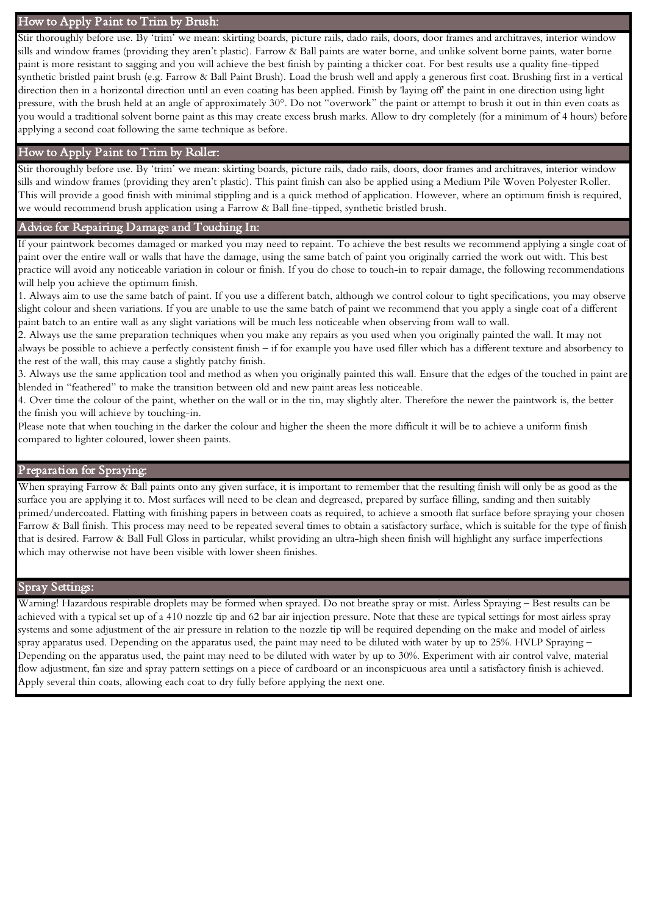## How to Apply Paint to Trim by Brush:

Stir thoroughly before use. By 'trim' we mean: skirting boards, picture rails, dado rails, doors, door frames and architraves, interior window sills and window frames (providing they aren't plastic). Farrow & Ball paints are water borne, and unlike solvent borne paints, water borne paint is more resistant to sagging and you will achieve the best finish by painting a thicker coat. For best results use a quality fine-tipped synthetic bristled paint brush (e.g. Farrow & Ball Paint Brush). Load the brush well and apply a generous first coat. Brushing first in a vertical direction then in a horizontal direction until an even coating has been applied. Finish by 'laying off' the paint in one direction using light pressure, with the brush held at an angle of approximately 30°. Do not "overwork" the paint or attempt to brush it out in thin even coats as you would a traditional solvent borne paint as this may create excess brush marks. Allow to dry completely (for a minimum of 4 hours) before applying a second coat following the same technique as before.

## How to Apply Paint to Trim by Roller:

Stir thoroughly before use. By 'trim' we mean: skirting boards, picture rails, dado rails, doors, door frames and architraves, interior window sills and window frames (providing they aren't plastic). This paint finish can also be applied using a Medium Pile Woven Polyester Roller. This will provide a good finish with minimal stippling and is a quick method of application. However, where an optimum finish is required, we would recommend brush application using a Farrow & Ball fine-tipped, synthetic bristled brush.

## Advice for Repairing Damage and Touching In:

If your paintwork becomes damaged or marked you may need to repaint. To achieve the best results we recommend applying a single coat of paint over the entire wall or walls that have the damage, using the same batch of paint you originally carried the work out with. This best practice will avoid any noticeable variation in colour or finish. If you do chose to touch-in to repair damage, the following recommendations will help you achieve the optimum finish.

1. Always aim to use the same batch of paint. If you use a different batch, although we control colour to tight specifications, you may observe slight colour and sheen variations. If you are unable to use the same batch of paint we recommend that you apply a single coat of a different paint batch to an entire wall as any slight variations will be much less noticeable when observing from wall to wall.
2. Always use the same preparation techniques when you make any repairs as you used when you originally painted the wall. It may not always be possible to achieve a perfectly consistent finish – if for example you have used filler which has a different texture and absorbency to the rest of the wall, this may cause a slightly patchy finish.
3. Always use the same application tool and method as when you originally painted this wall. Ensure that the edges of the touched in paint are blended in "feathered" to make the transition between old and new paint areas less noticeable.
4. Over time the colour of the paint, whether on the wall or in the tin, may slightly alter. Therefore the newer the paintwork is, the better the finish you will achieve by touching-in.

Please note that when touching in the darker the colour and higher the sheen the more difficult it will be to achieve a uniform finish compared to lighter coloured, lower sheen paints.

## Preparation for Spraying:

When spraying Farrow & Ball paints onto any given surface, it is important to remember that the resulting finish will only be as good as the surface you are applying it to. Most surfaces will need to be clean and degreased, prepared by surface filling, sanding and then suitably primed/undercoated. Flatting with finishing papers in between coats as required, to achieve a smooth flat surface before spraying your chosen Farrow & Ball finish. This process may need to be repeated several times to obtain a satisfactory surface, which is suitable for the type of finish that is desired. Farrow & Ball Full Gloss in particular, whilst providing an ultra-high sheen finish will highlight any surface imperfections which may otherwise not have been visible with lower sheen finishes.

## Spray Settings:

Warning! Hazardous respirable droplets may be formed when sprayed. Do not breathe spray or mist. Airless Spraying – Best results can be achieved with a typical set up of a 410 nozzle tip and 62 bar air injection pressure. Note that these are typical settings for most airless spray systems and some adjustment of the air pressure in relation to the nozzle tip will be required depending on the make and model of airless spray apparatus used. Depending on the apparatus used, the paint may need to be diluted with water by up to 25%. HVLP Spraying – Depending on the apparatus used, the paint may need to be diluted with water by up to 30%. Experiment with air control valve, material flow adjustment, fan size and spray pattern settings on a piece of cardboard or an inconspicuous area until a satisfactory finish is achieved. Apply several thin coats, allowing each coat to dry fully before applying the next one.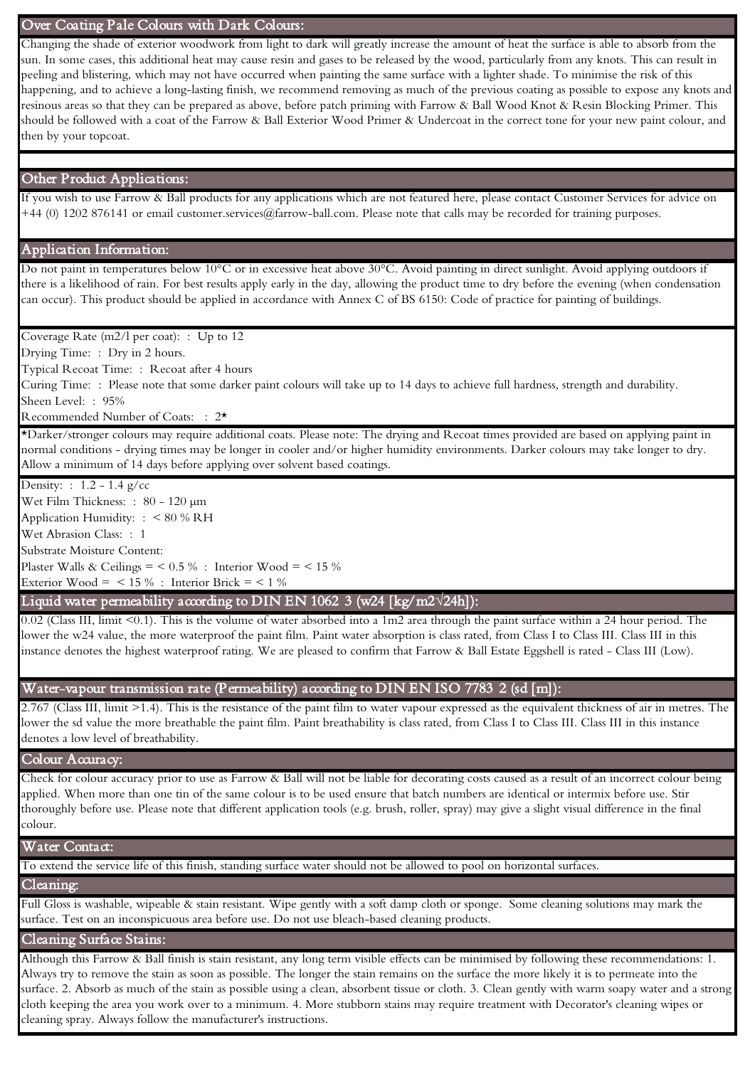## Over Coating Pale Colours with Dark Colours:

Changing the shade of exterior woodwork from light to dark will greatly increase the amount of heat the surface is able to absorb from the sun. In some cases, this additional heat may cause resin and gases to be released by the wood, particularly from any knots. This can result in peeling and blistering, which may not have occurred when painting the same surface with a lighter shade. To minimise the risk of this happening, and to achieve a long-lasting finish, we recommend removing as much of the previous coating as possible to expose any knots and resinous areas so that they can be prepared as above, before patch priming with Farrow & Ball Wood Knot & Resin Blocking Primer. This should be followed with a coat of the Farrow & Ball Exterior Wood Primer & Undercoat in the correct tone for your new paint colour, and then by your topcoat.

## Other Product Applications:

If you wish to use Farrow & Ball products for any applications which are not featured here, please contact Customer Services for advice on +44 (0) 1202 876141 or email customer.services@farrow-ball.com. Please note that calls may be recorded for training purposes.

## Application Information:

Do not paint in temperatures below 10°C or in excessive heat above 30°C. Avoid painting in direct sunlight. Avoid applying outdoors if there is a likelihood of rain. For best results apply early in the day, allowing the product time to dry before the evening (when condensation can occur). This product should be applied in accordance with Annex C of BS 6150: Code of practice for painting of buildings.

Coverage Rate (m2/l per coat): : Up to 12
Drying Time: : Dry in 2 hours.
Typical Recoat Time: : Recoat after 4 hours
Curing Time: : Please note that some darker paint colours will take up to 14 days to achieve full hardness, strength and durability.
Sheen Level: : 95%
Recommended Number of Coats: : 2*

*Darker/stronger colours may require additional coats. Please note: The drying and Recoat times provided are based on applying paint in normal conditions - drying times may be longer in cooler and/or higher humidity environments. Darker colours may take longer to dry. Allow a minimum of 14 days before applying over solvent based coatings.

Density: : 1.2 - 1.4 g/cc
Wet Film Thickness: : 80 - 120 µm
Application Humidity: : < 80 % RH
Wet Abrasion Class: : 1
Substrate Moisture Content:
Plaster Walls & Ceilings = < 0.5 % : Interior Wood = < 15 %
Exterior Wood = < 15 % : Interior Brick = < 1 %

## Liquid water permeability according to DIN EN 1062 3 (w24 [kg/m2√24h]):

0.02 (Class III, limit <0.1). This is the volume of water absorbed into a 1m2 area through the paint surface within a 24 hour period. The lower the w24 value, the more waterproof the paint film. Paint water absorption is class rated, from Class I to Class III. Class III in this instance denotes the highest waterproof rating. We are pleased to confirm that Farrow & Ball Estate Eggshell is rated - Class III (Low).

## Water-vapour transmission rate (Permeability) according to DIN EN ISO 7783 2 (sd [m]):

2.767 (Class III, limit >1.4). This is the resistance of the paint film to water vapour expressed as the equivalent thickness of air in metres. The lower the sd value the more breathable the paint film. Paint breathability is class rated, from Class I to Class III. Class III in this instance denotes a low level of breathability.

## Colour Accuracy:

Check for colour accuracy prior to use as Farrow & Ball will not be liable for decorating costs caused as a result of an incorrect colour being applied. When more than one tin of the same colour is to be used ensure that batch numbers are identical or intermix before use. Stir thoroughly before use. Please note that different application tools (e.g. brush, roller, spray) may give a slight visual difference in the final colour.

## Water Contact:

To extend the service life of this finish, standing surface water should not be allowed to pool on horizontal surfaces.

## Cleaning:

Full Gloss is washable, wipeable & stain resistant. Wipe gently with a soft damp cloth or sponge. Some cleaning solutions may mark the surface. Test on an inconspicuous area before use. Do not use bleach-based cleaning products.

## Cleaning Surface Stains:

Although this Farrow & Ball finish is stain resistant, any long term visible effects can be minimised by following these recommendations: 1. Always try to remove the stain as soon as possible. The longer the stain remains on the surface the more likely it is to permeate into the surface. 2. Absorb as much of the stain as possible using a clean, absorbent tissue or cloth. 3. Clean gently with warm soapy water and a strong cloth keeping the area you work over to a minimum. 4. More stubborn stains may require treatment with Decorator's cleaning wipes or cleaning spray. Always follow the manufacturer's instructions.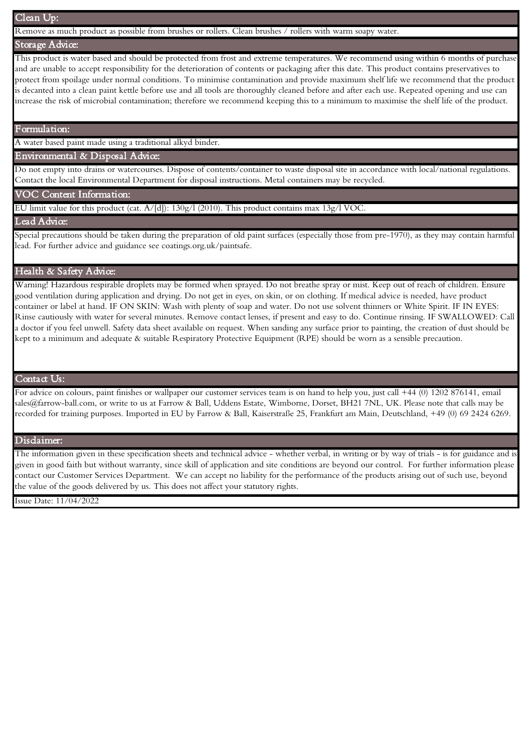## Clean Up:

Remove as much product as possible from brushes or rollers. Clean brushes / rollers with warm soapy water.

## Storage Advice:

This product is water based and should be protected from frost and extreme temperatures. We recommend using within 6 months of purchase and are unable to accept responsibility for the deterioration of contents or packaging after this date. This product contains preservatives to protect from spoilage under normal conditions. To minimise contamination and provide maximum shelf life we recommend that the product is decanted into a clean paint kettle before use and all tools are thoroughly cleaned before and after each use. Repeated opening and use can increase the risk of microbial contamination; therefore we recommend keeping this to a minimum to maximise the shelf life of the product.

## Formulation:

A water based paint made using a traditional alkyd binder.

## Environmental & Disposal Advice:

Do not empty into drains or watercourses. Dispose of contents/container to waste disposal site in accordance with local/national regulations. Contact the local Environmental Department for disposal instructions. Metal containers may be recycled.

## VOC Content Information:

EU limit value for this product (cat. A/[d]): 130g/l (2010). This product contains max 13g/l VOC.

## Lead Advice:

Special precautions should be taken during the preparation of old paint surfaces (especially those from pre-1970), as they may contain harmful lead. For further advice and guidance see coatings.org.uk/paintsafe.

## Health & Safety Advice:

Warning! Hazardous respirable droplets may be formed when sprayed. Do not breathe spray or mist. Keep out of reach of children. Ensure good ventilation during application and drying. Do not get in eyes, on skin, or on clothing. If medical advice is needed, have product container or label at hand. IF ON SKIN: Wash with plenty of soap and water. Do not use solvent thinners or White Spirit. IF IN EYES: Rinse cautiously with water for several minutes. Remove contact lenses, if present and easy to do. Continue rinsing. IF SWALLOWED: Call a doctor if you feel unwell. Safety data sheet available on request. When sanding any surface prior to painting, the creation of dust should be kept to a minimum and adequate & suitable Respiratory Protective Equipment (RPE) should be worn as a sensible precaution.

## Contact Us:

For advice on colours, paint finishes or wallpaper our customer services team is on hand to help you, just call +44 (0) 1202 876141, email sales@farrow-ball.com, or write to us at Farrow & Ball, Uddens Estate, Wimborne, Dorset, BH21 7NL, UK. Please note that calls may be recorded for training purposes. Imported in EU by Farrow & Ball, Kaiserstraße 25, Frankfurt am Main, Deutschland, +49 (0) 69 2424 6269.

## Disclaimer:

The information given in these specification sheets and technical advice - whether verbal, in writing or by way of trials - is for guidance and is given in good faith but without warranty, since skill of application and site conditions are beyond our control. For further information please contact our Customer Services Department. We can accept no liability for the performance of the products arising out of such use, beyond the value of the goods delivered by us. This does not affect your statutory rights.

Issue Date: 11/04/2022